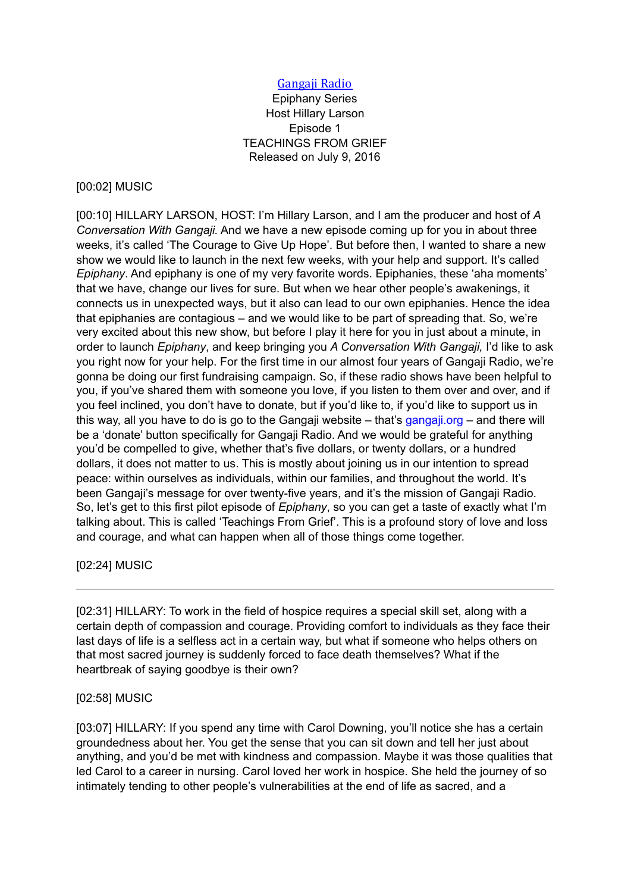[Gangaji Radio](https://gangaji.org)
Epiphany Series
Host Hillary Larson
Episode 1
TEACHINGS FROM GRIEF
Released on July 9, 2016

[00:02] MUSIC

[00:10] HILLARY LARSON, HOST: I'm Hillary Larson, and I am the producer and host of *A Conversation With Gangaji.* And we have a new episode coming up for you in about three weeks, it's called 'The Courage to Give Up Hope'. But before then, I wanted to share a new show we would like to launch in the next few weeks, with your help and support. It's called *Epiphany*. And epiphany is one of my very favorite words. Epiphanies, these 'aha moments' that we have, change our lives for sure. But when we hear other people's awakenings, it connects us in unexpected ways, but it also can lead to our own epiphanies. Hence the idea that epiphanies are contagious – and we would like to be part of spreading that. So, we're very excited about this new show, but before I play it here for you in just about a minute, in order to launch *Epiphany*, and keep bringing you *A Conversation With Gangaji,* I'd like to ask you right now for your help. For the first time in our almost four years of Gangaji Radio, we're gonna be doing our first fundraising campaign. So, if these radio shows have been helpful to you, if you've shared them with someone you love, if you listen to them over and over, and if you feel inclined, you don't have to donate, but if you'd like to, if you'd like to support us in this way, all you have to do is go to the Gangaji website – that's gangaji.org – and there will be a 'donate' button specifically for Gangaji Radio. And we would be grateful for anything you'd be compelled to give, whether that's five dollars, or twenty dollars, or a hundred dollars, it does not matter to us. This is mostly about joining us in our intention to spread peace: within ourselves as individuals, within our families, and throughout the world. It's been Gangaji's message for over twenty-five years, and it's the mission of Gangaji Radio. So, let's get to this first pilot episode of *Epiphany*, so you can get a taste of exactly what I'm talking about. This is called 'Teachings From Grief'. This is a profound story of love and loss and courage, and what can happen when all of those things come together.

[02:24] MUSIC

---

[02:31] HILLARY: To work in the field of hospice requires a special skill set, along with a certain depth of compassion and courage. Providing comfort to individuals as they face their last days of life is a selfless act in a certain way, but what if someone who helps others on that most sacred journey is suddenly forced to face death themselves? What if the heartbreak of saying goodbye is their own?

[02:58] MUSIC

[03:07] HILLARY: If you spend any time with Carol Downing, you'll notice she has a certain groundedness about her. You get the sense that you can sit down and tell her just about anything, and you'd be met with kindness and compassion. Maybe it was those qualities that led Carol to a career in nursing. Carol loved her work in hospice. She held the journey of so intimately tending to other people's vulnerabilities at the end of life as sacred, and a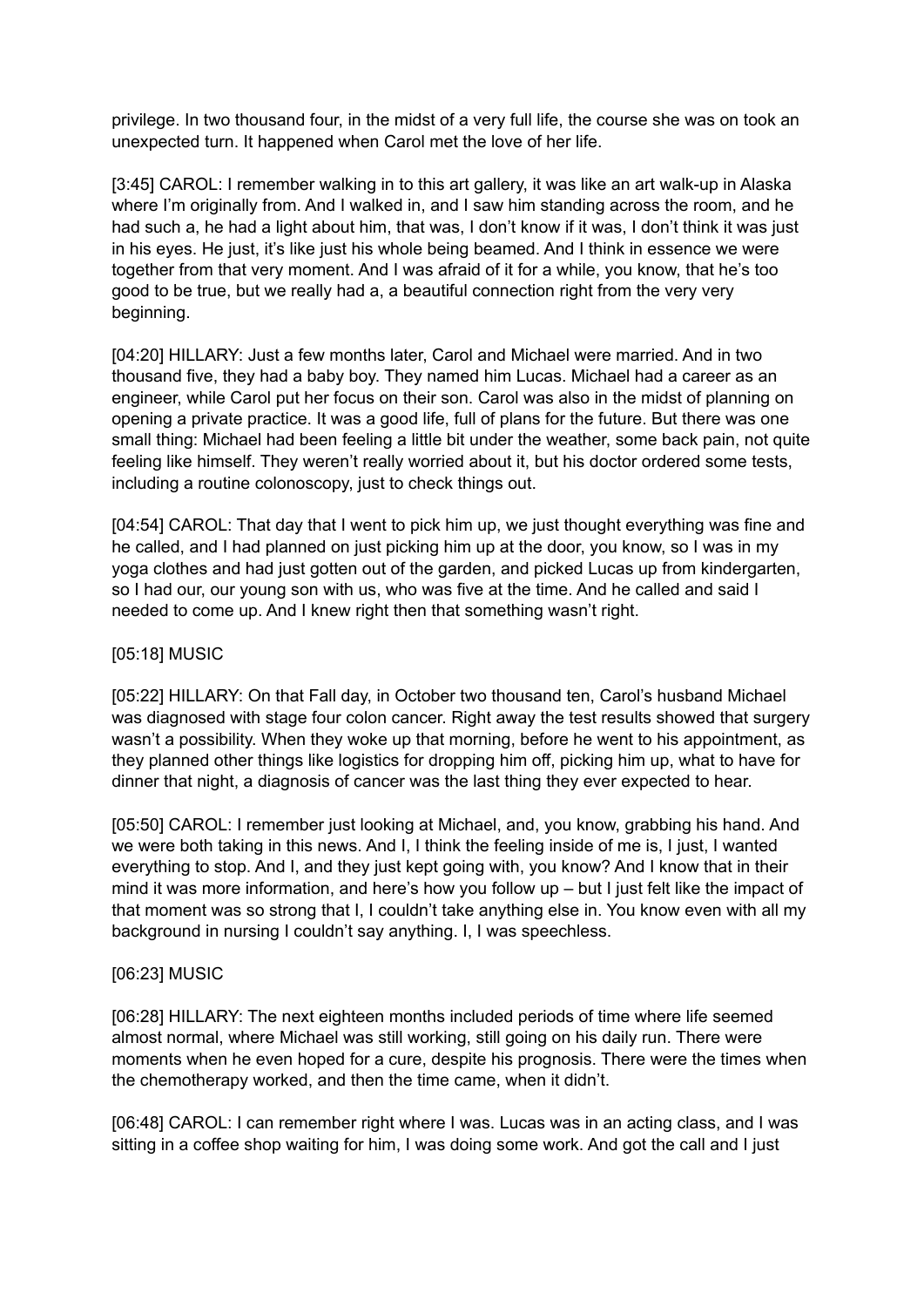privilege. In two thousand four, in the midst of a very full life, the course she was on took an unexpected turn. It happened when Carol met the love of her life.

[3:45] CAROL: I remember walking in to this art gallery, it was like an art walk-up in Alaska where I'm originally from. And I walked in, and I saw him standing across the room, and he had such a, he had a light about him, that was, I don't know if it was, I don't think it was just in his eyes. He just, it's like just his whole being beamed. And I think in essence we were together from that very moment. And I was afraid of it for a while, you know, that he's too good to be true, but we really had a, a beautiful connection right from the very very beginning.

[04:20] HILLARY: Just a few months later, Carol and Michael were married. And in two thousand five, they had a baby boy. They named him Lucas. Michael had a career as an engineer, while Carol put her focus on their son. Carol was also in the midst of planning on opening a private practice. It was a good life, full of plans for the future. But there was one small thing: Michael had been feeling a little bit under the weather, some back pain, not quite feeling like himself. They weren't really worried about it, but his doctor ordered some tests, including a routine colonoscopy, just to check things out.

[04:54] CAROL: That day that I went to pick him up, we just thought everything was fine and he called, and I had planned on just picking him up at the door, you know, so I was in my yoga clothes and had just gotten out of the garden, and picked Lucas up from kindergarten, so I had our, our young son with us, who was five at the time. And he called and said I needed to come up. And I knew right then that something wasn't right.

[05:18] MUSIC

[05:22] HILLARY: On that Fall day, in October two thousand ten, Carol's husband Michael was diagnosed with stage four colon cancer. Right away the test results showed that surgery wasn't a possibility. When they woke up that morning, before he went to his appointment, as they planned other things like logistics for dropping him off, picking him up, what to have for dinner that night, a diagnosis of cancer was the last thing they ever expected to hear.

[05:50] CAROL: I remember just looking at Michael, and, you know, grabbing his hand. And we were both taking in this news. And I, I think the feeling inside of me is, I just, I wanted everything to stop. And I, and they just kept going with, you know? And I know that in their mind it was more information, and here's how you follow up – but I just felt like the impact of that moment was so strong that I, I couldn't take anything else in. You know even with all my background in nursing I couldn't say anything. I, I was speechless.

[06:23] MUSIC

[06:28] HILLARY: The next eighteen months included periods of time where life seemed almost normal, where Michael was still working, still going on his daily run. There were moments when he even hoped for a cure, despite his prognosis. There were the times when the chemotherapy worked, and then the time came, when it didn't.

[06:48] CAROL: I can remember right where I was. Lucas was in an acting class, and I was sitting in a coffee shop waiting for him, I was doing some work. And got the call and I just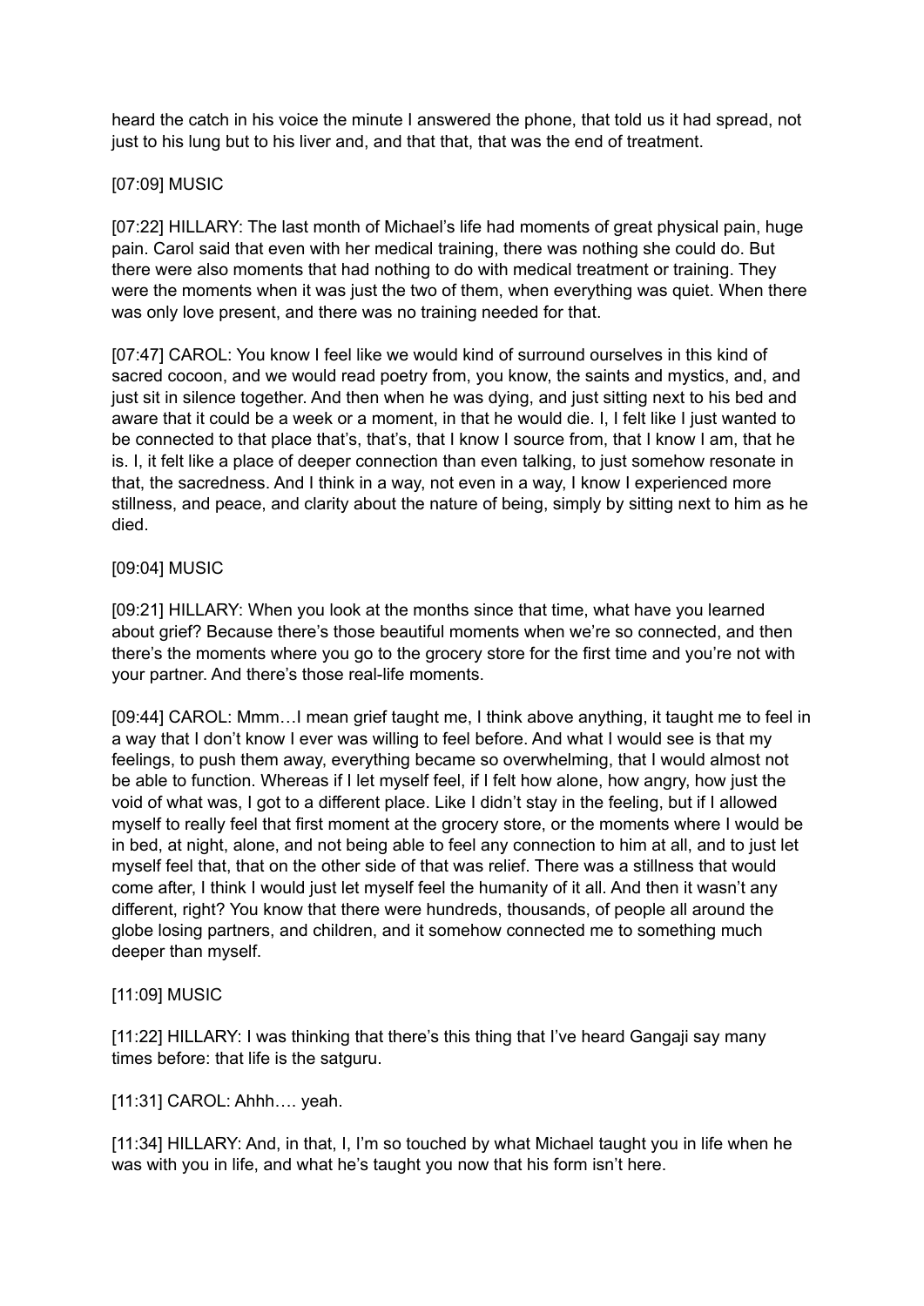heard the catch in his voice the minute I answered the phone, that told us it had spread, not just to his lung but to his liver and, and that that, that was the end of treatment.

[07:09] MUSIC

[07:22] HILLARY: The last month of Michael's life had moments of great physical pain, huge pain. Carol said that even with her medical training, there was nothing she could do. But there were also moments that had nothing to do with medical treatment or training. They were the moments when it was just the two of them, when everything was quiet. When there was only love present, and there was no training needed for that.

[07:47] CAROL: You know I feel like we would kind of surround ourselves in this kind of sacred cocoon, and we would read poetry from, you know, the saints and mystics, and, and just sit in silence together. And then when he was dying, and just sitting next to his bed and aware that it could be a week or a moment, in that he would die. I, I felt like I just wanted to be connected to that place that's, that's, that I know I source from, that I know I am, that he is. I, it felt like a place of deeper connection than even talking, to just somehow resonate in that, the sacredness. And I think in a way, not even in a way, I know I experienced more stillness, and peace, and clarity about the nature of being, simply by sitting next to him as he died.

[09:04] MUSIC

[09:21] HILLARY: When you look at the months since that time, what have you learned about grief? Because there's those beautiful moments when we're so connected, and then there's the moments where you go to the grocery store for the first time and you're not with your partner. And there's those real-life moments.

[09:44] CAROL: Mmm…I mean grief taught me, I think above anything, it taught me to feel in a way that I don't know I ever was willing to feel before. And what I would see is that my feelings, to push them away, everything became so overwhelming, that I would almost not be able to function. Whereas if I let myself feel, if I felt how alone, how angry, how just the void of what was, I got to a different place. Like I didn't stay in the feeling, but if I allowed myself to really feel that first moment at the grocery store, or the moments where I would be in bed, at night, alone, and not being able to feel any connection to him at all, and to just let myself feel that, that on the other side of that was relief. There was a stillness that would come after, I think I would just let myself feel the humanity of it all. And then it wasn't any different, right? You know that there were hundreds, thousands, of people all around the globe losing partners, and children, and it somehow connected me to something much deeper than myself.

[11:09] MUSIC

[11:22] HILLARY: I was thinking that there's this thing that I've heard Gangaji say many times before: that life is the satguru.

[11:31] CAROL: Ahhh…. yeah.

[11:34] HILLARY: And, in that, I, I'm so touched by what Michael taught you in life when he was with you in life, and what he's taught you now that his form isn't here.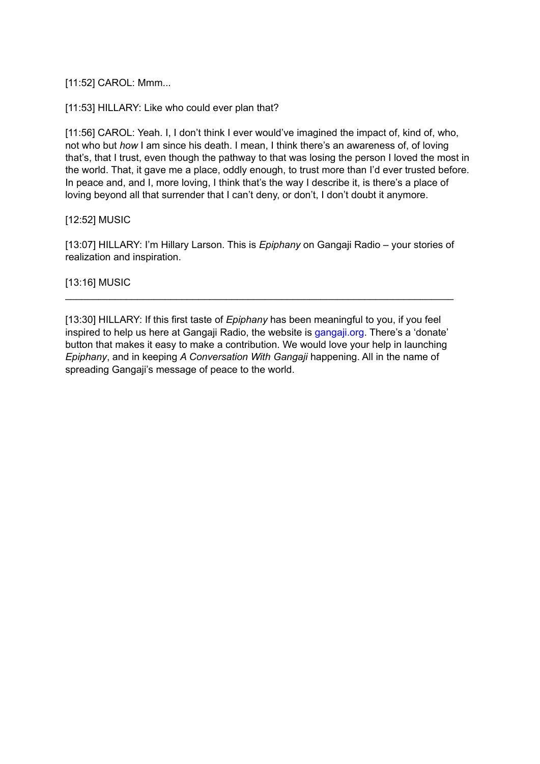[11:52] CAROL: Mmm...

[11:53] HILLARY: Like who could ever plan that?

[11:56] CAROL: Yeah. I, I don't think I ever would've imagined the impact of, kind of, who, not who but *how* I am since his death. I mean, I think there's an awareness of, of loving that's, that I trust, even though the pathway to that was losing the person I loved the most in the world. That, it gave me a place, oddly enough, to trust more than I'd ever trusted before. In peace and, and I, more loving, I think that's the way I describe it, is there's a place of loving beyond all that surrender that I can't deny, or don't, I don't doubt it anymore.

[12:52] MUSIC

[13:07] HILLARY: I'm Hillary Larson. This is *Epiphany* on Gangaji Radio – your stories of realization and inspiration.

[13:16] MUSIC

---

[13:30] HILLARY: If this first taste of *Epiphany* has been meaningful to you, if you feel inspired to help us here at Gangaji Radio, the website is gangaji.org. There's a 'donate' button that makes it easy to make a contribution. We would love your help in launching *Epiphany*, and in keeping *A Conversation With Gangaji* happening. All in the name of spreading Gangaji's message of peace to the world.